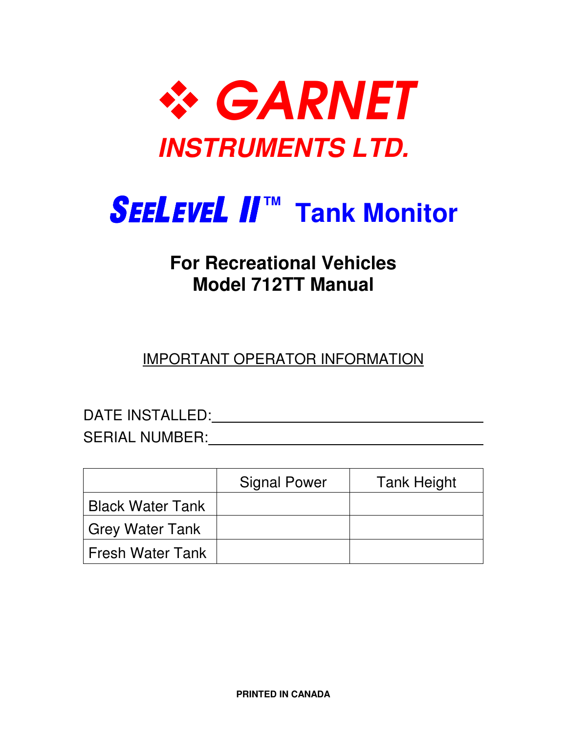# ❖ GARNET

## INSTRUMENTS LTD.

# SEELEVEL II™ Tank Monitor

### For Recreational Vehicles
### Model 712TT Manual

<u>IMPORTANT OPERATOR INFORMATION</u>

DATE INSTALLED: ______________________________

SERIAL NUMBER: ______________________________

| | Signal Power | Tank Height |
|---|---|---|
| Black Water Tank | | |
| Grey Water Tank | | |
| Fresh Water Tank | | |

**PRINTED IN CANADA**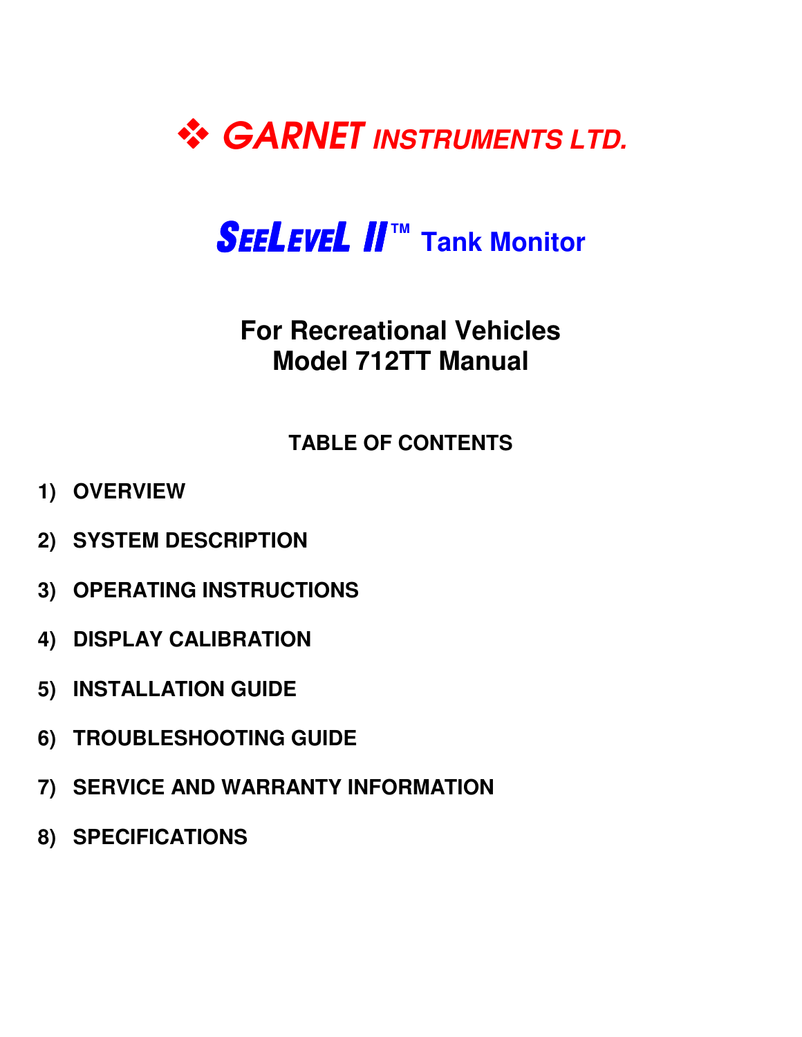# ❖ GARNET INSTRUMENTS LTD.

## SEELEVEL II™ Tank Monitor

### For Recreational Vehicles
### Model 712TT Manual

**TABLE OF CONTENTS**

1) **OVERVIEW**
2) **SYSTEM DESCRIPTION**
3) **OPERATING INSTRUCTIONS**
4) **DISPLAY CALIBRATION**
5) **INSTALLATION GUIDE**
6) **TROUBLESHOOTING GUIDE**
7) **SERVICE AND WARRANTY INFORMATION**
8) **SPECIFICATIONS**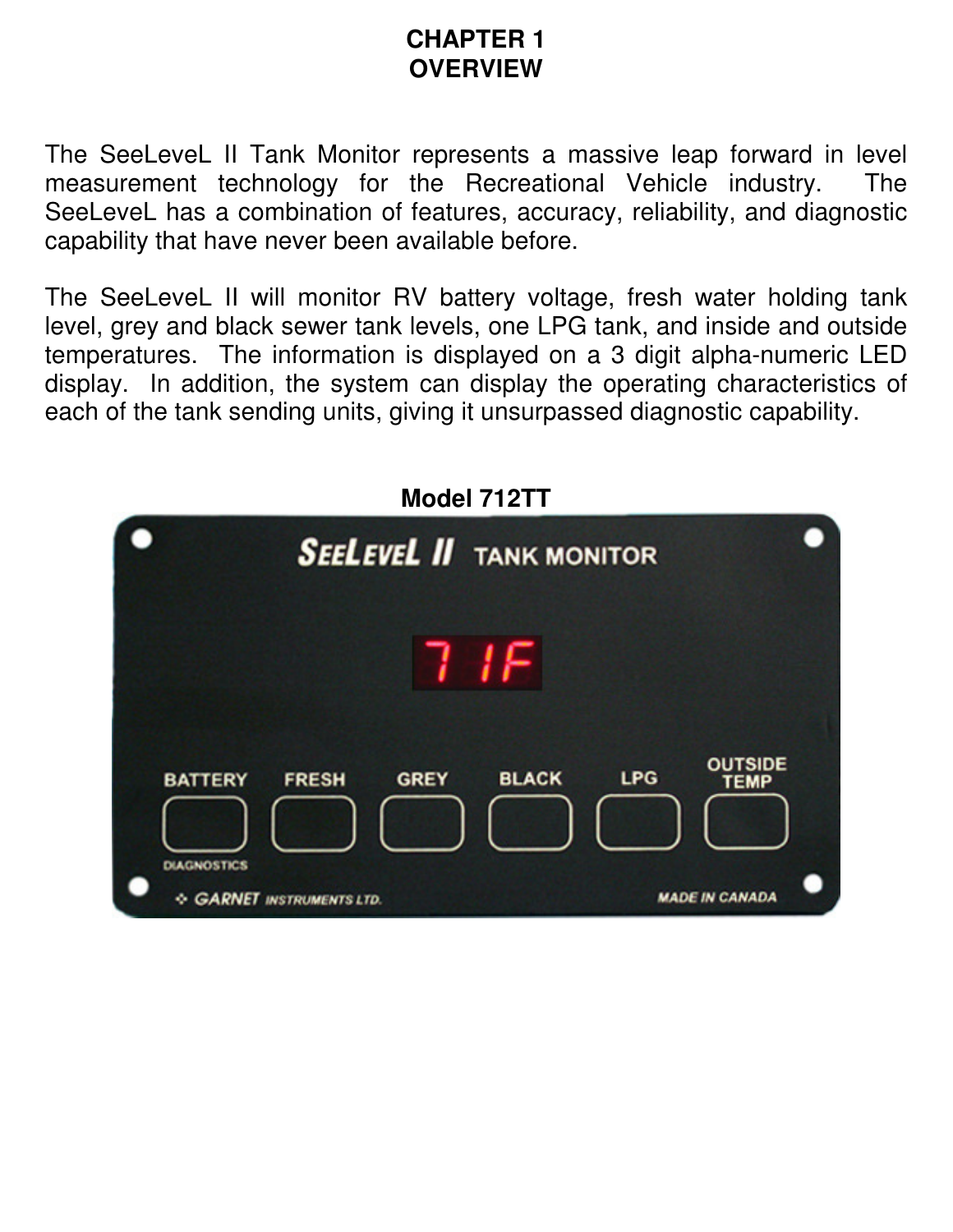# CHAPTER 1
# OVERVIEW

The SeeLeveL II Tank Monitor represents a massive leap forward in level measurement technology for the Recreational Vehicle industry. The SeeLeveL has a combination of features, accuracy, reliability, and diagnostic capability that have never been available before.

The SeeLeveL II will monitor RV battery voltage, fresh water holding tank level, grey and black sewer tank levels, one LPG tank, and inside and outside temperatures. The information is displayed on a 3 digit alpha-numeric LED display. In addition, the system can display the operating characteristics of each of the tank sending units, giving it unsurpassed diagnostic capability.

**Model 712TT**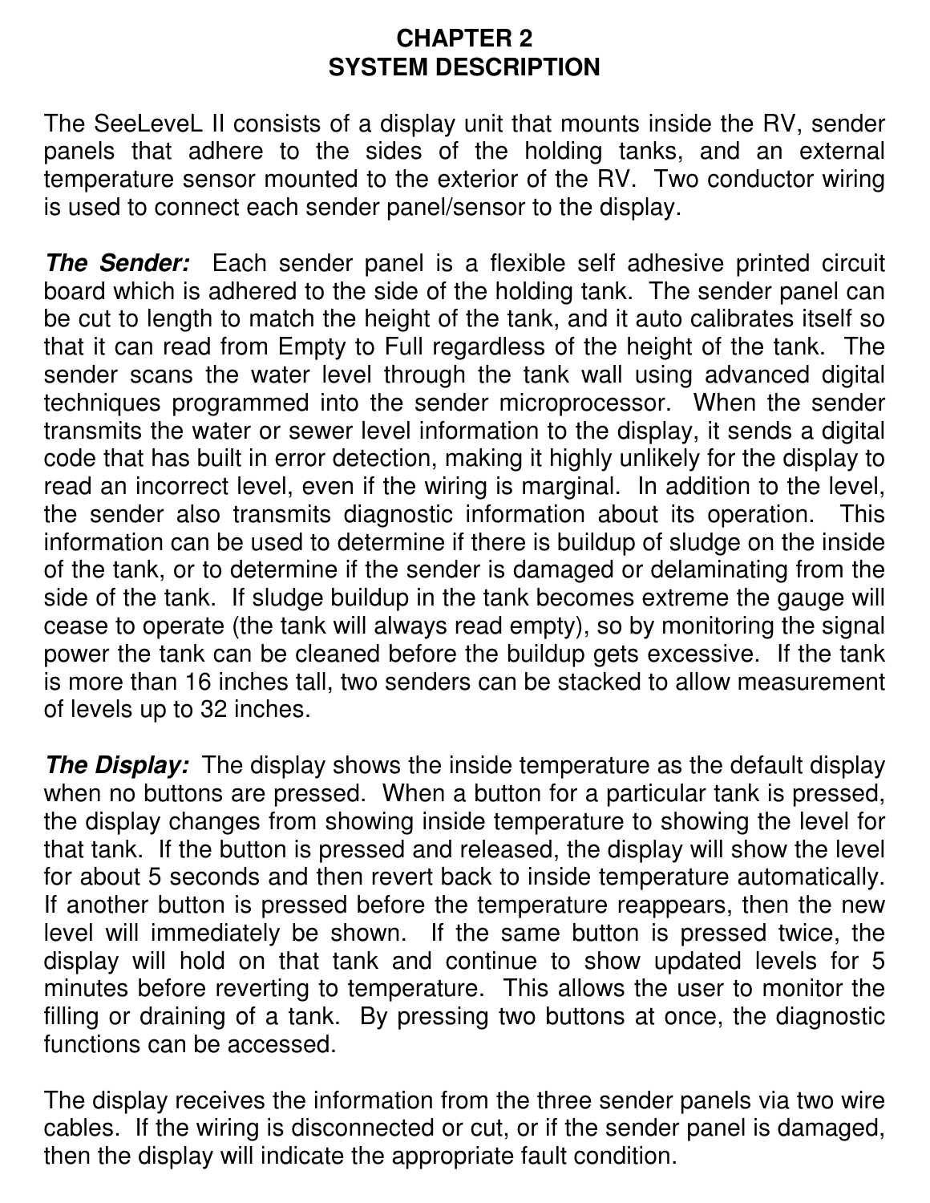# CHAPTER 2
# SYSTEM DESCRIPTION

The SeeLeveL II consists of a display unit that mounts inside the RV, sender panels that adhere to the sides of the holding tanks, and an external temperature sensor mounted to the exterior of the RV. Two conductor wiring is used to connect each sender panel/sensor to the display.

***The Sender:*** Each sender panel is a flexible self adhesive printed circuit board which is adhered to the side of the holding tank. The sender panel can be cut to length to match the height of the tank, and it auto calibrates itself so that it can read from Empty to Full regardless of the height of the tank. The sender scans the water level through the tank wall using advanced digital techniques programmed into the sender microprocessor. When the sender transmits the water or sewer level information to the display, it sends a digital code that has built in error detection, making it highly unlikely for the display to read an incorrect level, even if the wiring is marginal. In addition to the level, the sender also transmits diagnostic information about its operation. This information can be used to determine if there is buildup of sludge on the inside of the tank, or to determine if the sender is damaged or delaminating from the side of the tank. If sludge buildup in the tank becomes extreme the gauge will cease to operate (the tank will always read empty), so by monitoring the signal power the tank can be cleaned before the buildup gets excessive. If the tank is more than 16 inches tall, two senders can be stacked to allow measurement of levels up to 32 inches.

***The Display:*** The display shows the inside temperature as the default display when no buttons are pressed. When a button for a particular tank is pressed, the display changes from showing inside temperature to showing the level for that tank. If the button is pressed and released, the display will show the level for about 5 seconds and then revert back to inside temperature automatically. If another button is pressed before the temperature reappears, then the new level will immediately be shown. If the same button is pressed twice, the display will hold on that tank and continue to show updated levels for 5 minutes before reverting to temperature. This allows the user to monitor the filling or draining of a tank. By pressing two buttons at once, the diagnostic functions can be accessed.

The display receives the information from the three sender panels via two wire cables. If the wiring is disconnected or cut, or if the sender panel is damaged, then the display will indicate the appropriate fault condition.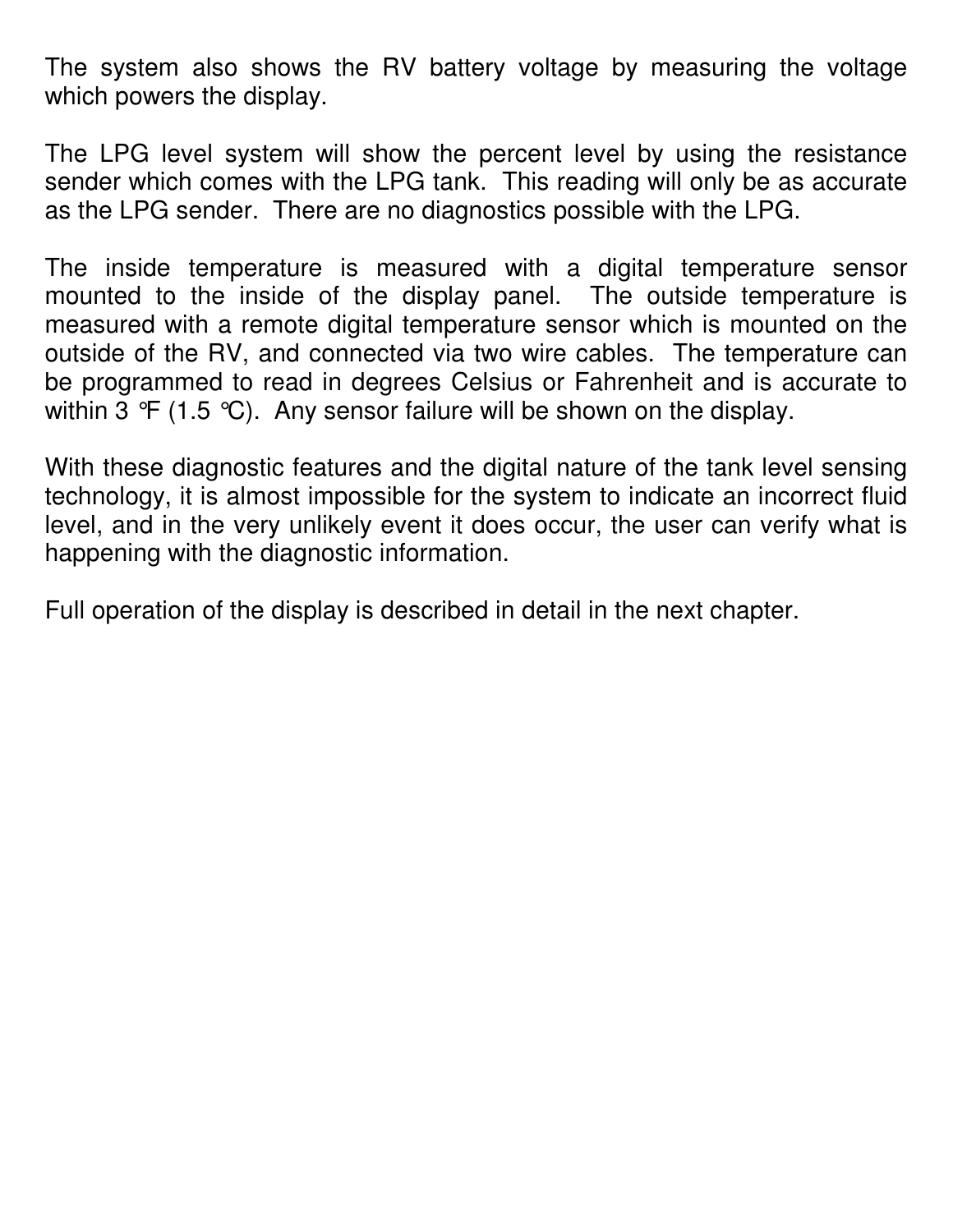The system also shows the RV battery voltage by measuring the voltage which powers the display.

The LPG level system will show the percent level by using the resistance sender which comes with the LPG tank. This reading will only be as accurate as the LPG sender. There are no diagnostics possible with the LPG.

The inside temperature is measured with a digital temperature sensor mounted to the inside of the display panel. The outside temperature is measured with a remote digital temperature sensor which is mounted on the outside of the RV, and connected via two wire cables. The temperature can be programmed to read in degrees Celsius or Fahrenheit and is accurate to within 3 °F (1.5 °C). Any sensor failure will be shown on the display.

With these diagnostic features and the digital nature of the tank level sensing technology, it is almost impossible for the system to indicate an incorrect fluid level, and in the very unlikely event it does occur, the user can verify what is happening with the diagnostic information.

Full operation of the display is described in detail in the next chapter.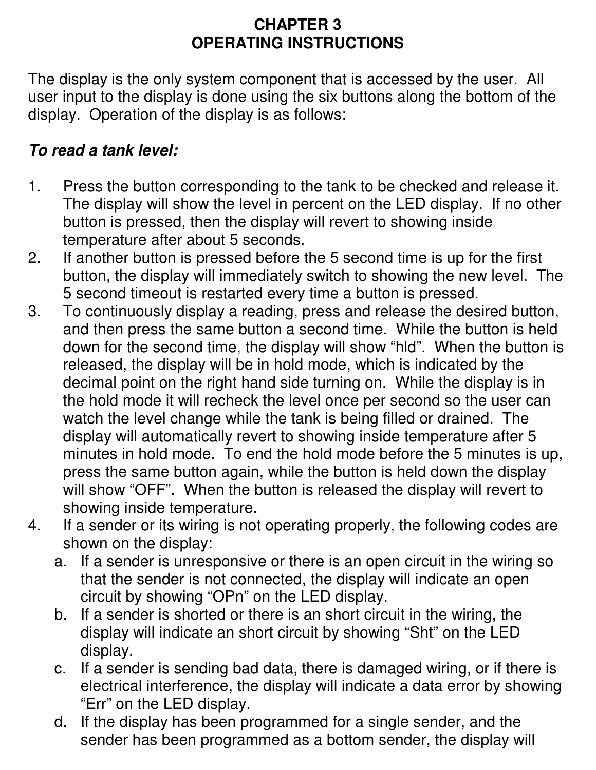# CHAPTER 3
# OPERATING INSTRUCTIONS

The display is the only system component that is accessed by the user. All user input to the display is done using the six buttons along the bottom of the display. Operation of the display is as follows:

***To read a tank level:***

1. Press the button corresponding to the tank to be checked and release it. The display will show the level in percent on the LED display. If no other button is pressed, then the display will revert to showing inside temperature after about 5 seconds.
2. If another button is pressed before the 5 second time is up for the first button, the display will immediately switch to showing the new level. The 5 second timeout is restarted every time a button is pressed.
3. To continuously display a reading, press and release the desired button, and then press the same button a second time. While the button is held down for the second time, the display will show “hld”. When the button is released, the display will be in hold mode, which is indicated by the decimal point on the right hand side turning on. While the display is in the hold mode it will recheck the level once per second so the user can watch the level change while the tank is being filled or drained. The display will automatically revert to showing inside temperature after 5 minutes in hold mode. To end the hold mode before the 5 minutes is up, press the same button again, while the button is held down the display will show “OFF”. When the button is released the display will revert to showing inside temperature.
4. If a sender or its wiring is not operating properly, the following codes are shown on the display:
   a. If a sender is unresponsive or there is an open circuit in the wiring so that the sender is not connected, the display will indicate an open circuit by showing “OPn” on the LED display.
   b. If a sender is shorted or there is an short circuit in the wiring, the display will indicate an short circuit by showing “Sht” on the LED display.
   c. If a sender is sending bad data, there is damaged wiring, or if there is electrical interference, the display will indicate a data error by showing “Err” on the LED display.
   d. If the display has been programmed for a single sender, and the sender has been programmed as a bottom sender, the display will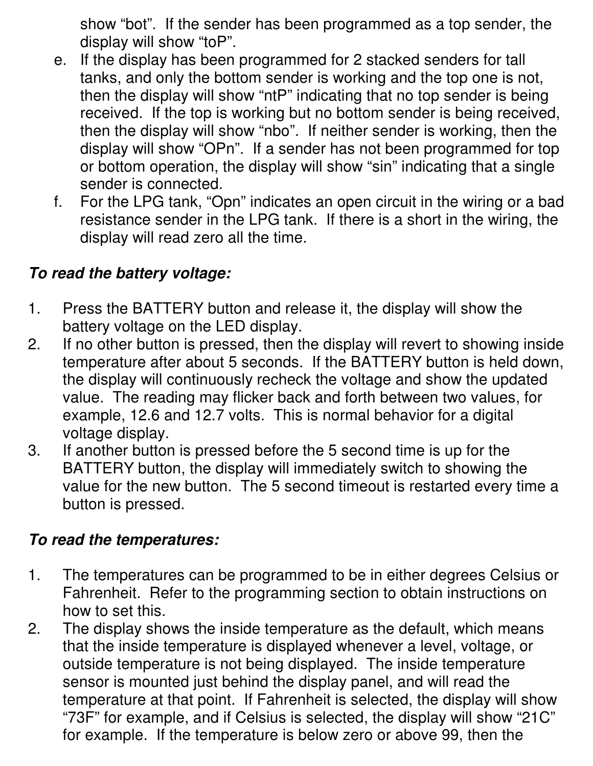show "bot". If the sender has been programmed as a top sender, the display will show "toP".

e. If the display has been programmed for 2 stacked senders for tall tanks, and only the bottom sender is working and the top one is not, then the display will show "ntP" indicating that no top sender is being received. If the top is working but no bottom sender is being received, then the display will show "nbo". If neither sender is working, then the display will show "OPn". If a sender has not been programmed for top or bottom operation, the display will show "sin" indicating that a single sender is connected.
f. For the LPG tank, "Opn" indicates an open circuit in the wiring or a bad resistance sender in the LPG tank. If there is a short in the wiring, the display will read zero all the time.

***To read the battery voltage:***

1. Press the BATTERY button and release it, the display will show the battery voltage on the LED display.
2. If no other button is pressed, then the display will revert to showing inside temperature after about 5 seconds. If the BATTERY button is held down, the display will continuously recheck the voltage and show the updated value. The reading may flicker back and forth between two values, for example, 12.6 and 12.7 volts. This is normal behavior for a digital voltage display.
3. If another button is pressed before the 5 second time is up for the BATTERY button, the display will immediately switch to showing the value for the new button. The 5 second timeout is restarted every time a button is pressed.

***To read the temperatures:***

1. The temperatures can be programmed to be in either degrees Celsius or Fahrenheit. Refer to the programming section to obtain instructions on how to set this.
2. The display shows the inside temperature as the default, which means that the inside temperature is displayed whenever a level, voltage, or outside temperature is not being displayed. The inside temperature sensor is mounted just behind the display panel, and will read the temperature at that point. If Fahrenheit is selected, the display will show "73F" for example, and if Celsius is selected, the display will show "21C" for example. If the temperature is below zero or above 99, then the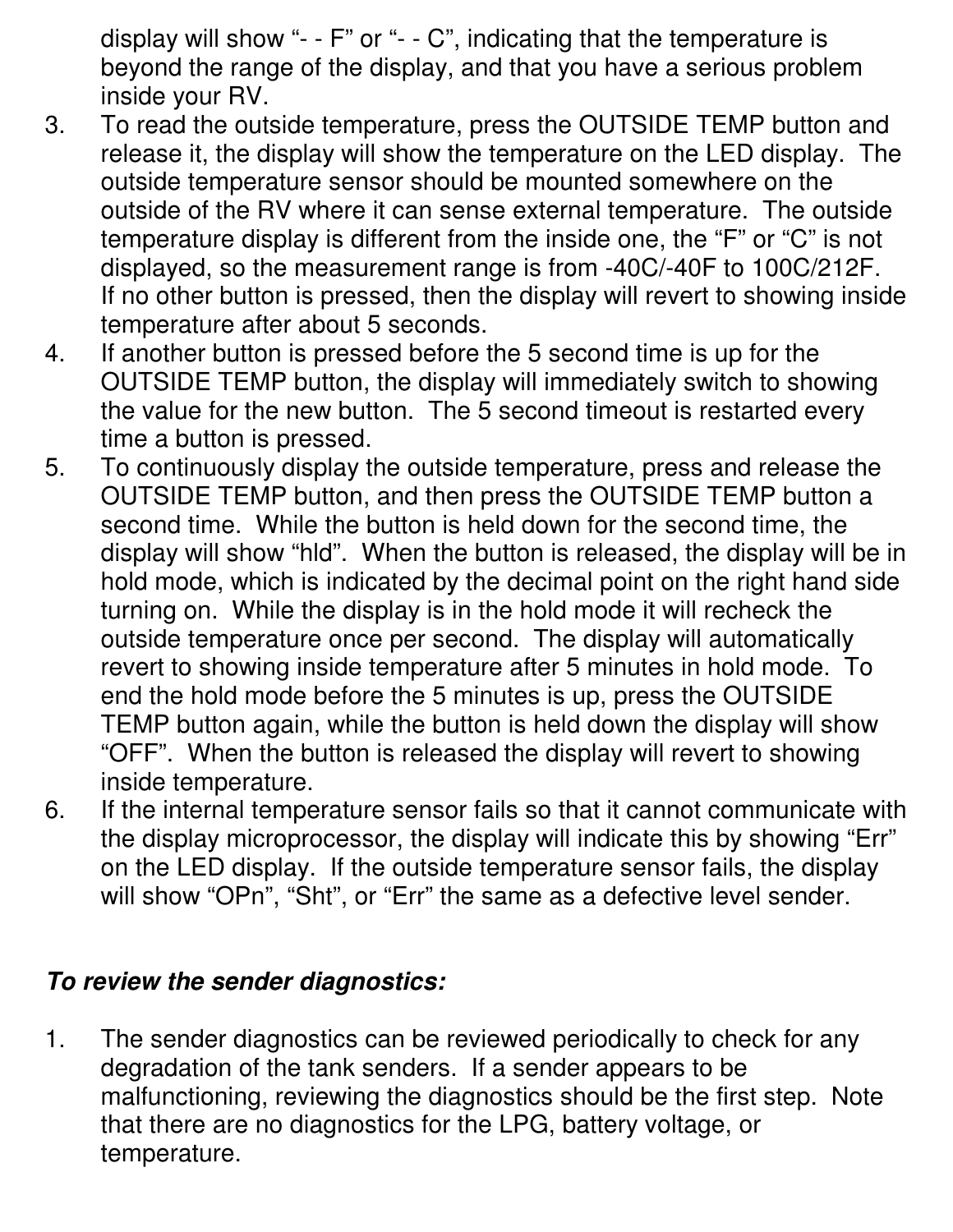display will show “- - F” or “- - C”, indicating that the temperature is beyond the range of the display, and that you have a serious problem inside your RV.

3. To read the outside temperature, press the OUTSIDE TEMP button and release it, the display will show the temperature on the LED display. The outside temperature sensor should be mounted somewhere on the outside of the RV where it can sense external temperature. The outside temperature display is different from the inside one, the “F” or “C” is not displayed, so the measurement range is from -40C/-40F to 100C/212F. If no other button is pressed, then the display will revert to showing inside temperature after about 5 seconds.
4. If another button is pressed before the 5 second time is up for the OUTSIDE TEMP button, the display will immediately switch to showing the value for the new button. The 5 second timeout is restarted every time a button is pressed.
5. To continuously display the outside temperature, press and release the OUTSIDE TEMP button, and then press the OUTSIDE TEMP button a second time. While the button is held down for the second time, the display will show “hld”. When the button is released, the display will be in hold mode, which is indicated by the decimal point on the right hand side turning on. While the display is in the hold mode it will recheck the outside temperature once per second. The display will automatically revert to showing inside temperature after 5 minutes in hold mode. To end the hold mode before the 5 minutes is up, press the OUTSIDE TEMP button again, while the button is held down the display will show “OFF”. When the button is released the display will revert to showing inside temperature.
6. If the internal temperature sensor fails so that it cannot communicate with the display microprocessor, the display will indicate this by showing “Err” on the LED display. If the outside temperature sensor fails, the display will show “OPn”, “Sht”, or “Err” the same as a defective level sender.

***To review the sender diagnostics:***

1. The sender diagnostics can be reviewed periodically to check for any degradation of the tank senders. If a sender appears to be malfunctioning, reviewing the diagnostics should be the first step. Note that there are no diagnostics for the LPG, battery voltage, or temperature.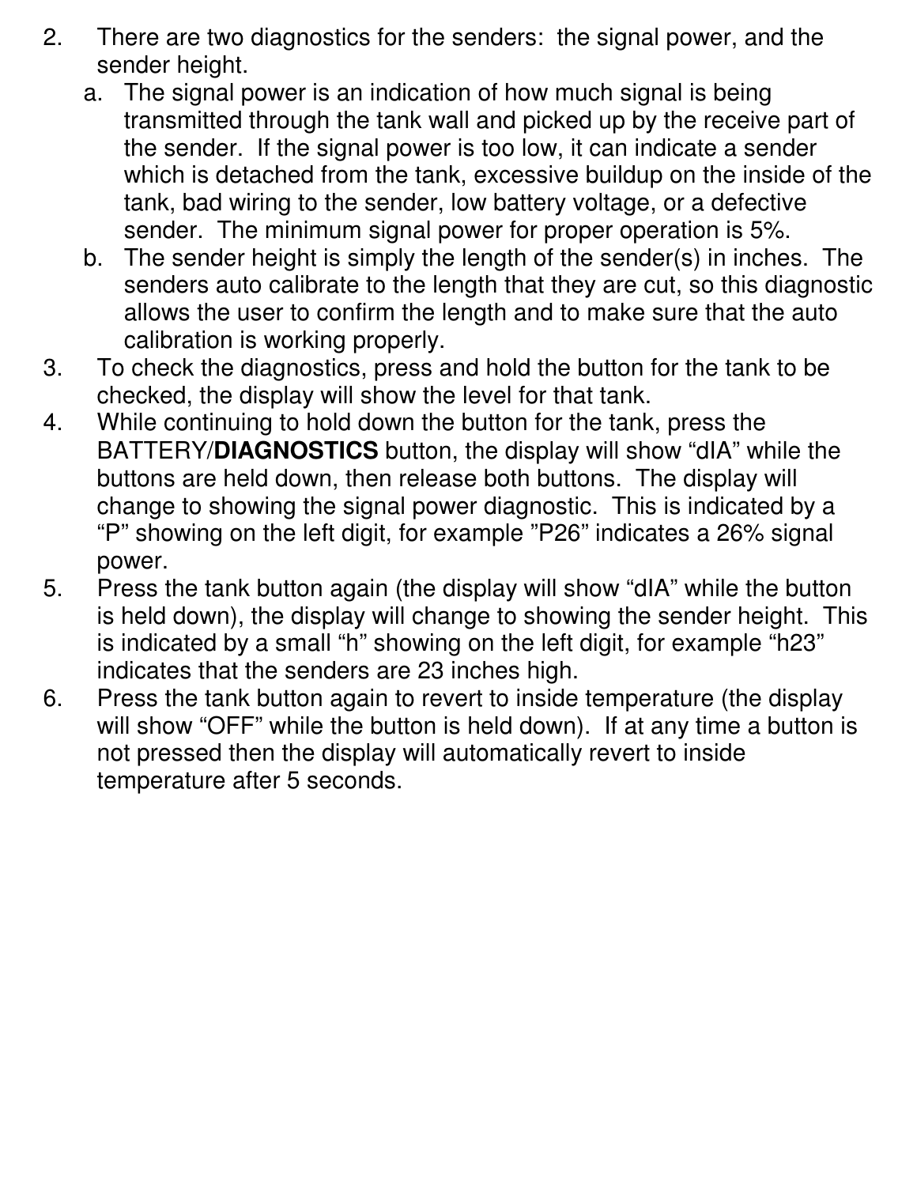2. There are two diagnostics for the senders: the signal power, and the sender height.
    a. The signal power is an indication of how much signal is being transmitted through the tank wall and picked up by the receive part of the sender. If the signal power is too low, it can indicate a sender which is detached from the tank, excessive buildup on the inside of the tank, bad wiring to the sender, low battery voltage, or a defective sender. The minimum signal power for proper operation is 5%.
    b. The sender height is simply the length of the sender(s) in inches. The senders auto calibrate to the length that they are cut, so this diagnostic allows the user to confirm the length and to make sure that the auto calibration is working properly.
3. To check the diagnostics, press and hold the button for the tank to be checked, the display will show the level for that tank.
4. While continuing to hold down the button for the tank, press the BATTERY/**DIAGNOSTICS** button, the display will show “dIA” while the buttons are held down, then release both buttons. The display will change to showing the signal power diagnostic. This is indicated by a “P” showing on the left digit, for example ”P26” indicates a 26% signal power.
5. Press the tank button again (the display will show “dIA” while the button is held down), the display will change to showing the sender height. This is indicated by a small “h” showing on the left digit, for example “h23” indicates that the senders are 23 inches high.
6. Press the tank button again to revert to inside temperature (the display will show “OFF” while the button is held down). If at any time a button is not pressed then the display will automatically revert to inside temperature after 5 seconds.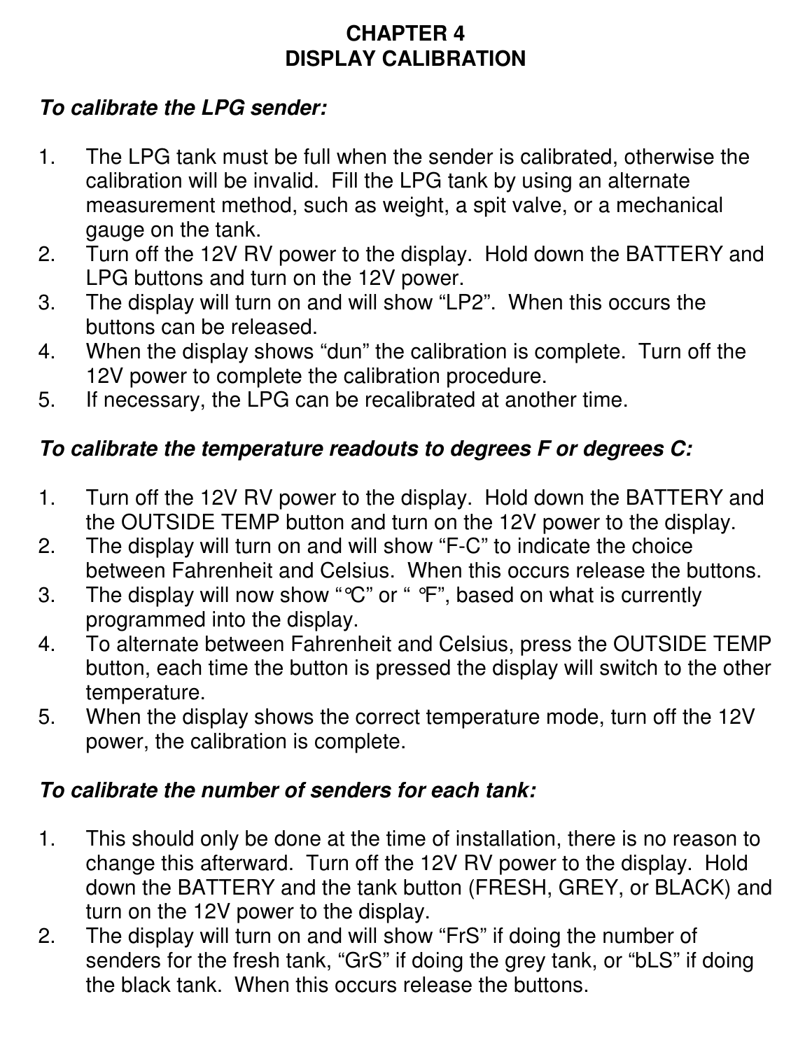# CHAPTER 4
# DISPLAY CALIBRATION

***To calibrate the LPG sender:***

1. The LPG tank must be full when the sender is calibrated, otherwise the calibration will be invalid. Fill the LPG tank by using an alternate measurement method, such as weight, a spit valve, or a mechanical gauge on the tank.
2. Turn off the 12V RV power to the display. Hold down the BATTERY and LPG buttons and turn on the 12V power.
3. The display will turn on and will show "LP2". When this occurs the buttons can be released.
4. When the display shows "dun" the calibration is complete. Turn off the 12V power to complete the calibration procedure.
5. If necessary, the LPG can be recalibrated at another time.

***To calibrate the temperature readouts to degrees F or degrees C:***

1. Turn off the 12V RV power to the display. Hold down the BATTERY and the OUTSIDE TEMP button and turn on the 12V power to the display.
2. The display will turn on and will show "F-C" to indicate the choice between Fahrenheit and Celsius. When this occurs release the buttons.
3. The display will now show "°C" or " °F", based on what is currently programmed into the display.
4. To alternate between Fahrenheit and Celsius, press the OUTSIDE TEMP button, each time the button is pressed the display will switch to the other temperature.
5. When the display shows the correct temperature mode, turn off the 12V power, the calibration is complete.

***To calibrate the number of senders for each tank:***

1. This should only be done at the time of installation, there is no reason to change this afterward. Turn off the 12V RV power to the display. Hold down the BATTERY and the tank button (FRESH, GREY, or BLACK) and turn on the 12V power to the display.
2. The display will turn on and will show "FrS" if doing the number of senders for the fresh tank, "GrS" if doing the grey tank, or "bLS" if doing the black tank. When this occurs release the buttons.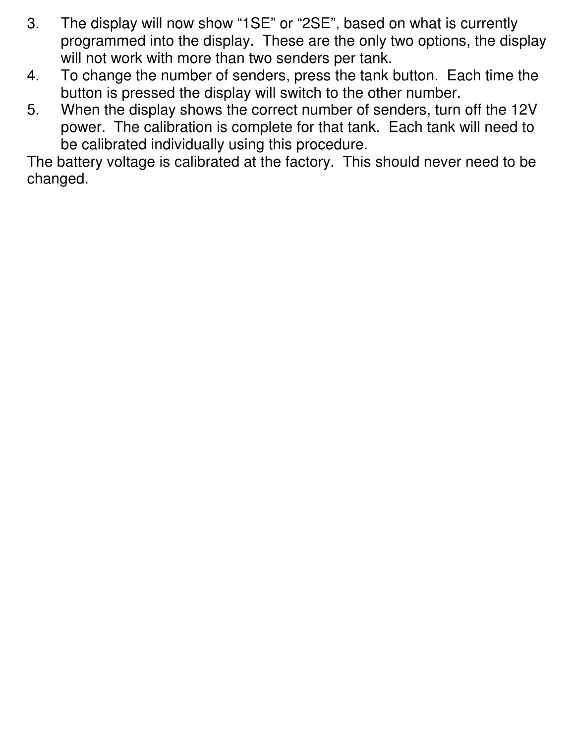3. The display will now show “1SE” or “2SE”, based on what is currently programmed into the display. These are the only two options, the display will not work with more than two senders per tank.
4. To change the number of senders, press the tank button. Each time the button is pressed the display will switch to the other number.
5. When the display shows the correct number of senders, turn off the 12V power. The calibration is complete for that tank. Each tank will need to be calibrated individually using this procedure.

The battery voltage is calibrated at the factory. This should never need to be changed.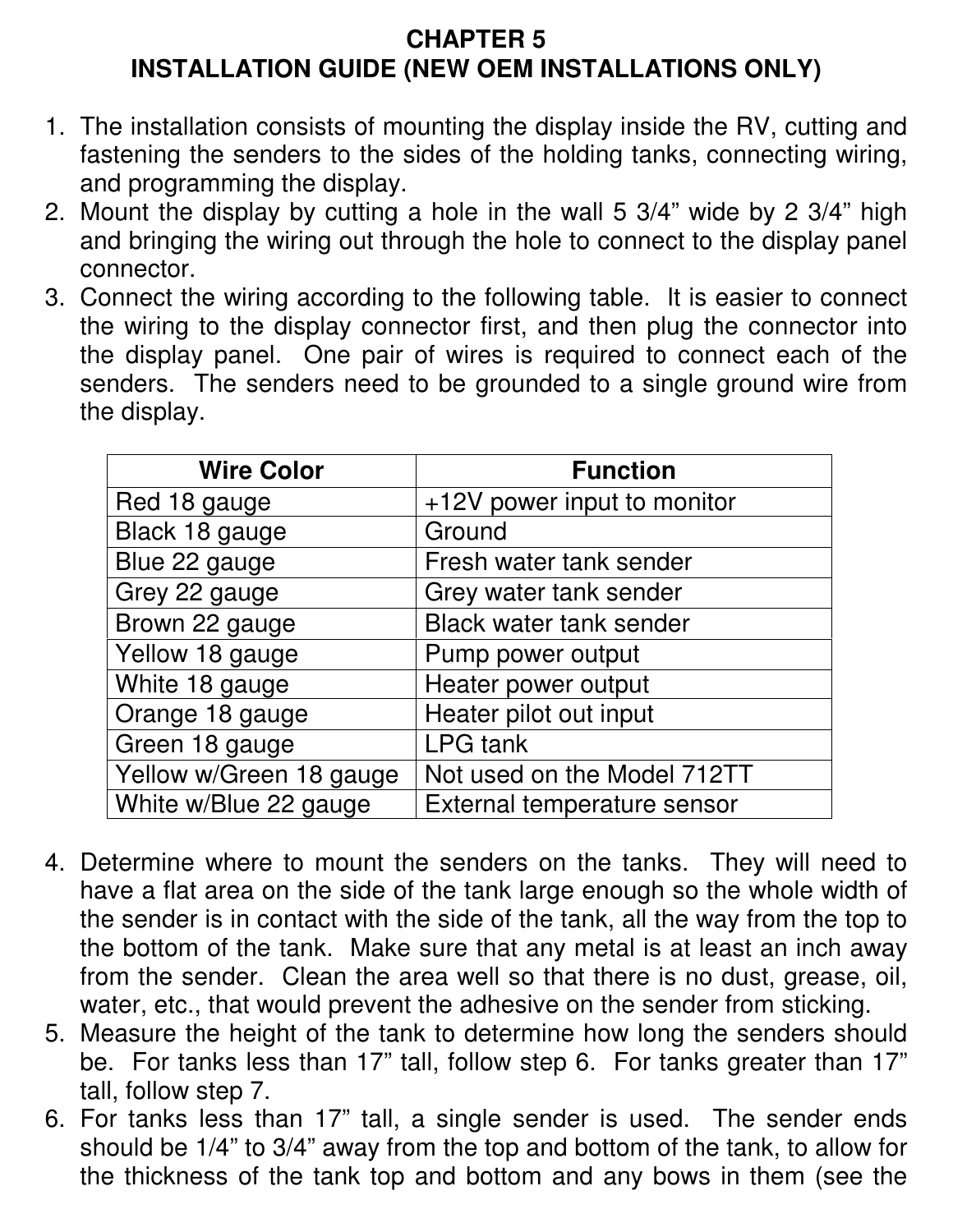# CHAPTER 5
## INSTALLATION GUIDE (NEW OEM INSTALLATIONS ONLY)

1. The installation consists of mounting the display inside the RV, cutting and fastening the senders to the sides of the holding tanks, connecting wiring, and programming the display.
2. Mount the display by cutting a hole in the wall 5 3/4" wide by 2 3/4" high and bringing the wiring out through the hole to connect to the display panel connector.
3. Connect the wiring according to the following table. It is easier to connect the wiring to the display connector first, and then plug the connector into the display panel. One pair of wires is required to connect each of the senders. The senders need to be grounded to a single ground wire from the display.

| Wire Color | Function |
|---|---|
| Red 18 gauge | +12V power input to monitor |
| Black 18 gauge | Ground |
| Blue 22 gauge | Fresh water tank sender |
| Grey 22 gauge | Grey water tank sender |
| Brown 22 gauge | Black water tank sender |
| Yellow 18 gauge | Pump power output |
| White 18 gauge | Heater power output |
| Orange 18 gauge | Heater pilot out input |
| Green 18 gauge | LPG tank |
| Yellow w/Green 18 gauge | Not used on the Model 712TT |
| White w/Blue 22 gauge | External temperature sensor |

4. Determine where to mount the senders on the tanks. They will need to have a flat area on the side of the tank large enough so the whole width of the sender is in contact with the side of the tank, all the way from the top to the bottom of the tank. Make sure that any metal is at least an inch away from the sender. Clean the area well so that there is no dust, grease, oil, water, etc., that would prevent the adhesive on the sender from sticking.
5. Measure the height of the tank to determine how long the senders should be. For tanks less than 17" tall, follow step 6. For tanks greater than 17" tall, follow step 7.
6. For tanks less than 17" tall, a single sender is used. The sender ends should be 1/4" to 3/4" away from the top and bottom of the tank, to allow for the thickness of the tank top and bottom and any bows in them (see the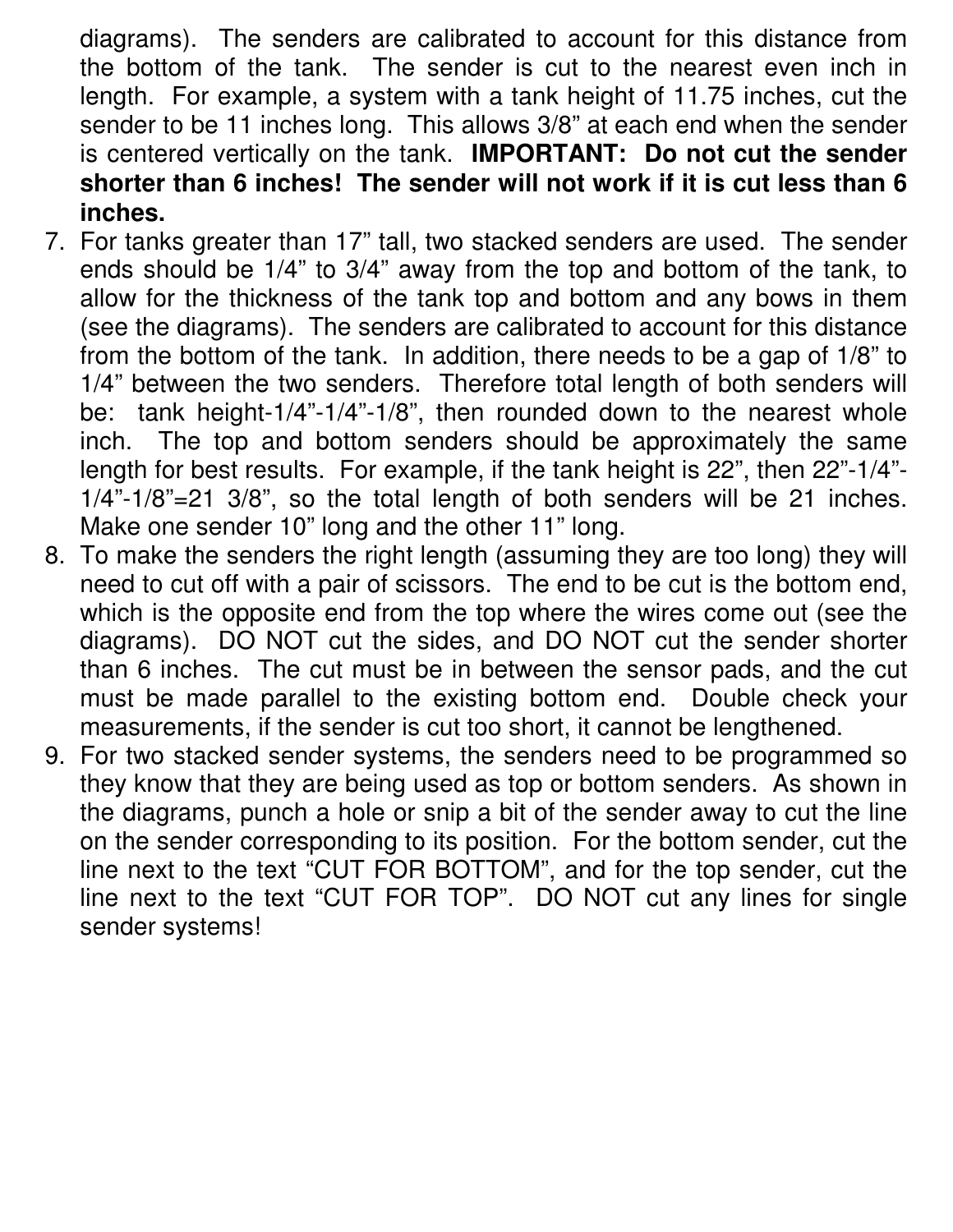diagrams). The senders are calibrated to account for this distance from the bottom of the tank. The sender is cut to the nearest even inch in length. For example, a system with a tank height of 11.75 inches, cut the sender to be 11 inches long. This allows 3/8" at each end when the sender is centered vertically on the tank. **IMPORTANT: Do not cut the sender shorter than 6 inches! The sender will not work if it is cut less than 6 inches.**

7. For tanks greater than 17" tall, two stacked senders are used. The sender ends should be 1/4" to 3/4" away from the top and bottom of the tank, to allow for the thickness of the tank top and bottom and any bows in them (see the diagrams). The senders are calibrated to account for this distance from the bottom of the tank. In addition, there needs to be a gap of 1/8" to 1/4" between the two senders. Therefore total length of both senders will be: tank height-1/4"-1/4"-1/8", then rounded down to the nearest whole inch. The top and bottom senders should be approximately the same length for best results. For example, if the tank height is 22", then 22"-1/4"-1/4"-1/8"=21 3/8", so the total length of both senders will be 21 inches. Make one sender 10" long and the other 11" long.
8. To make the senders the right length (assuming they are too long) they will need to cut off with a pair of scissors. The end to be cut is the bottom end, which is the opposite end from the top where the wires come out (see the diagrams). DO NOT cut the sides, and DO NOT cut the sender shorter than 6 inches. The cut must be in between the sensor pads, and the cut must be made parallel to the existing bottom end. Double check your measurements, if the sender is cut too short, it cannot be lengthened.
9. For two stacked sender systems, the senders need to be programmed so they know that they are being used as top or bottom senders. As shown in the diagrams, punch a hole or snip a bit of the sender away to cut the line on the sender corresponding to its position. For the bottom sender, cut the line next to the text "CUT FOR BOTTOM", and for the top sender, cut the line next to the text "CUT FOR TOP". DO NOT cut any lines for single sender systems!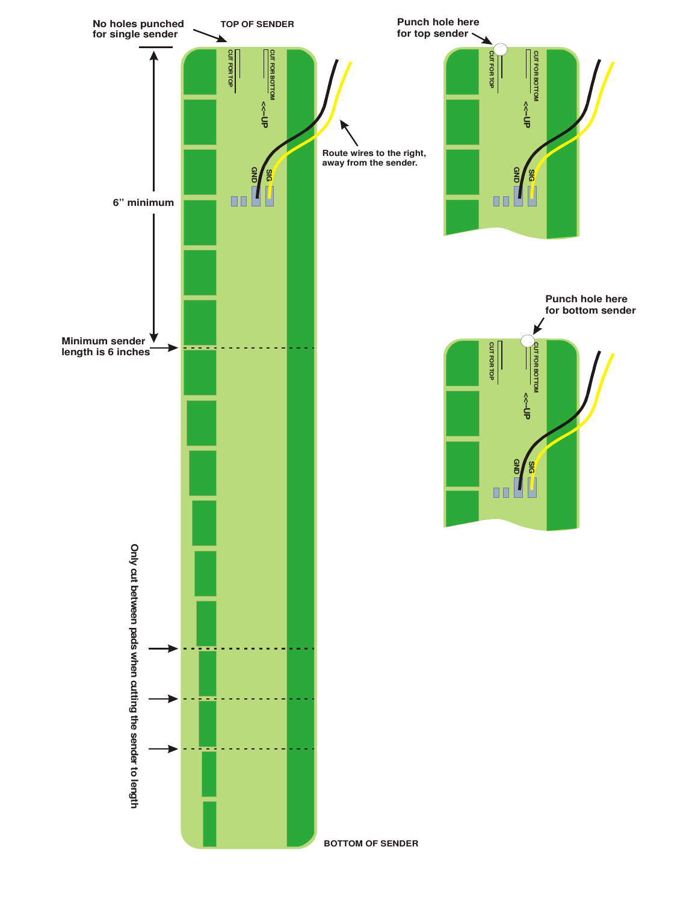No holes punched for single sender

TOP OF SENDER

CUT FOR TOP

CUT FOR BOTTOM

<<--UP

GND

SIG

Route wires to the right, away from the sender.

6" minimum

Minimum sender length is 6 inches

Only cut between pads when cutting the sender to length

BOTTOM OF SENDER

Punch hole here for top sender

CUT FOR TOP

CUT FOR BOTTOM

<<--UP

GND

SIG

Punch hole here for bottom sender

CUT FOR TOP

CUT FOR BOTTOM

<<--UP

GND

SIG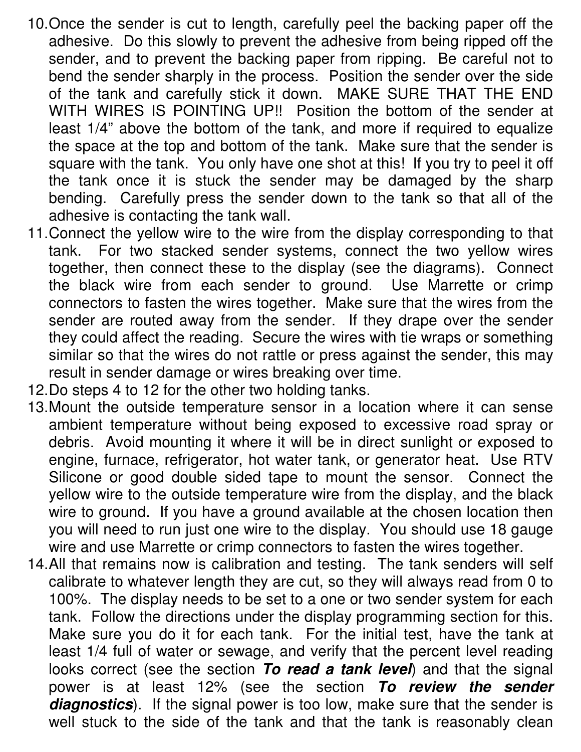10. Once the sender is cut to length, carefully peel the backing paper off the adhesive. Do this slowly to prevent the adhesive from being ripped off the sender, and to prevent the backing paper from ripping. Be careful not to bend the sender sharply in the process. Position the sender over the side of the tank and carefully stick it down. MAKE SURE THAT THE END WITH WIRES IS POINTING UP!! Position the bottom of the sender at least 1/4" above the bottom of the tank, and more if required to equalize the space at the top and bottom of the tank. Make sure that the sender is square with the tank. You only have one shot at this! If you try to peel it off the tank once it is stuck the sender may be damaged by the sharp bending. Carefully press the sender down to the tank so that all of the adhesive is contacting the tank wall.
11. Connect the yellow wire to the wire from the display corresponding to that tank. For two stacked sender systems, connect the two yellow wires together, then connect these to the display (see the diagrams). Connect the black wire from each sender to ground. Use Marrette or crimp connectors to fasten the wires together. Make sure that the wires from the sender are routed away from the sender. If they drape over the sender they could affect the reading. Secure the wires with tie wraps or something similar so that the wires do not rattle or press against the sender, this may result in sender damage or wires breaking over time.
12. Do steps 4 to 12 for the other two holding tanks.
13. Mount the outside temperature sensor in a location where it can sense ambient temperature without being exposed to excessive road spray or debris. Avoid mounting it where it will be in direct sunlight or exposed to engine, furnace, refrigerator, hot water tank, or generator heat. Use RTV Silicone or good double sided tape to mount the sensor. Connect the yellow wire to the outside temperature wire from the display, and the black wire to ground. If you have a ground available at the chosen location then you will need to run just one wire to the display. You should use 18 gauge wire and use Marrette or crimp connectors to fasten the wires together.
14. All that remains now is calibration and testing. The tank senders will self calibrate to whatever length they are cut, so they will always read from 0 to 100%. The display needs to be set to a one or two sender system for each tank. Follow the directions under the display programming section for this. Make sure you do it for each tank. For the initial test, have the tank at least 1/4 full of water or sewage, and verify that the percent level reading looks correct (see the section ***To read a tank level***) and that the signal power is at least 12% (see the section ***To review the sender diagnostics***). If the signal power is too low, make sure that the sender is well stuck to the side of the tank and that the tank is reasonably clean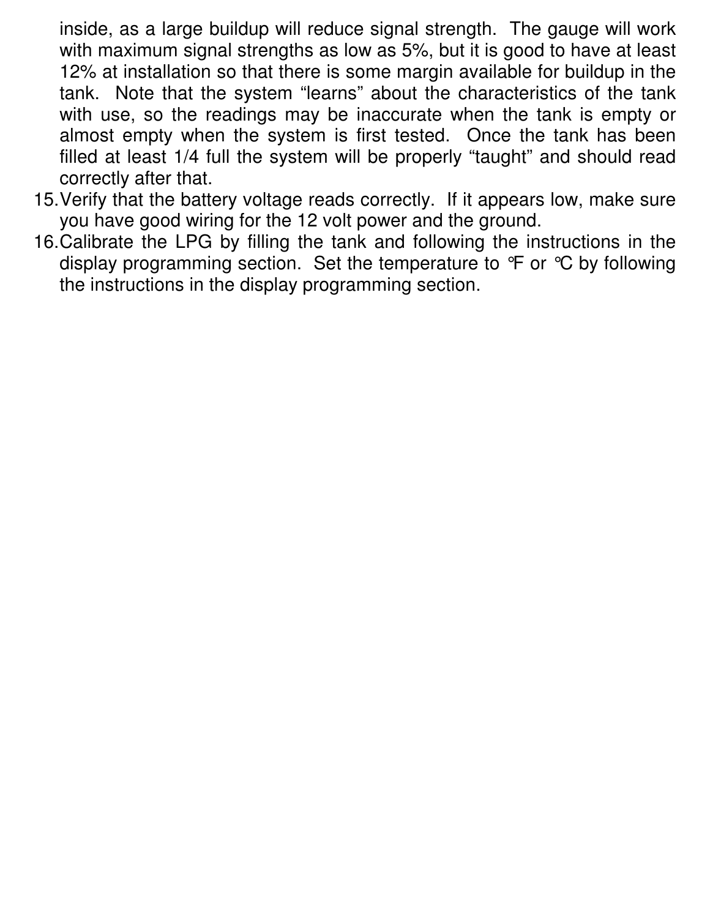inside, as a large buildup will reduce signal strength.  The gauge will work with maximum signal strengths as low as 5%, but it is good to have at least 12% at installation so that there is some margin available for buildup in the tank.  Note that the system "learns" about the characteristics of the tank with use, so the readings may be inaccurate when the tank is empty or almost empty when the system is first tested.  Once the tank has been filled at least 1/4 full the system will be properly "taught" and should read correctly after that.

15. Verify that the battery voltage reads correctly.  If it appears low, make sure you have good wiring for the 12 volt power and the ground.
16. Calibrate the LPG by filling the tank and following the instructions in the display programming section.  Set the temperature to °F or °C by following the instructions in the display programming section.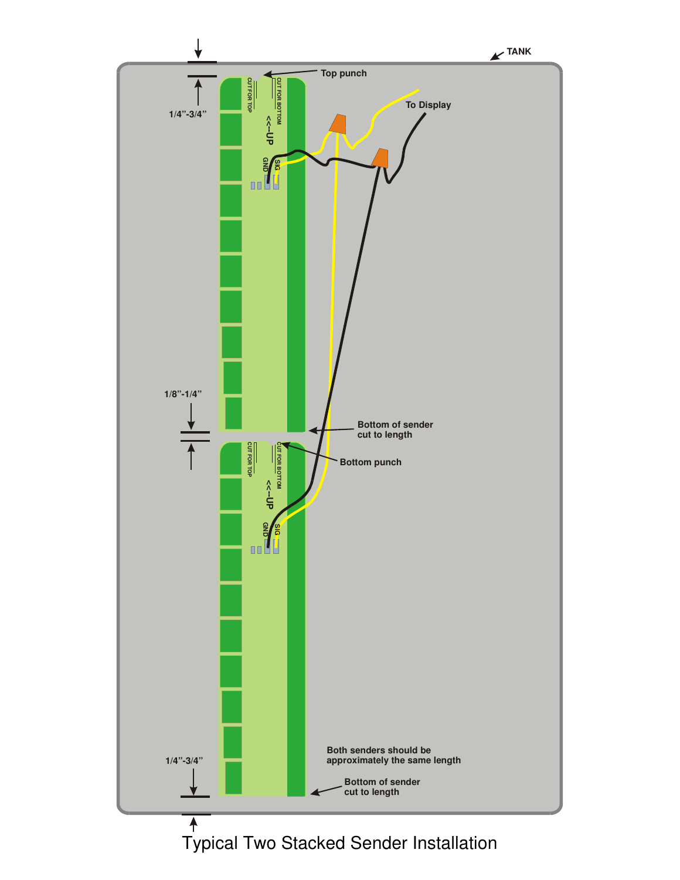TANK

Top punch

To Display

1/4"-3/4"

CUT FOR TOP

CUT FOR BOTTOM

<<--UP

GND

SIG

1/8"-1/4"

Bottom of sender cut to length

Bottom punch

CUT FOR TOP

CUT FOR BOTTOM

<<--UP

GND

SIG

Both senders should be approximately the same length

1/4"-3/4"

Bottom of sender cut to length

Typical Two Stacked Sender Installation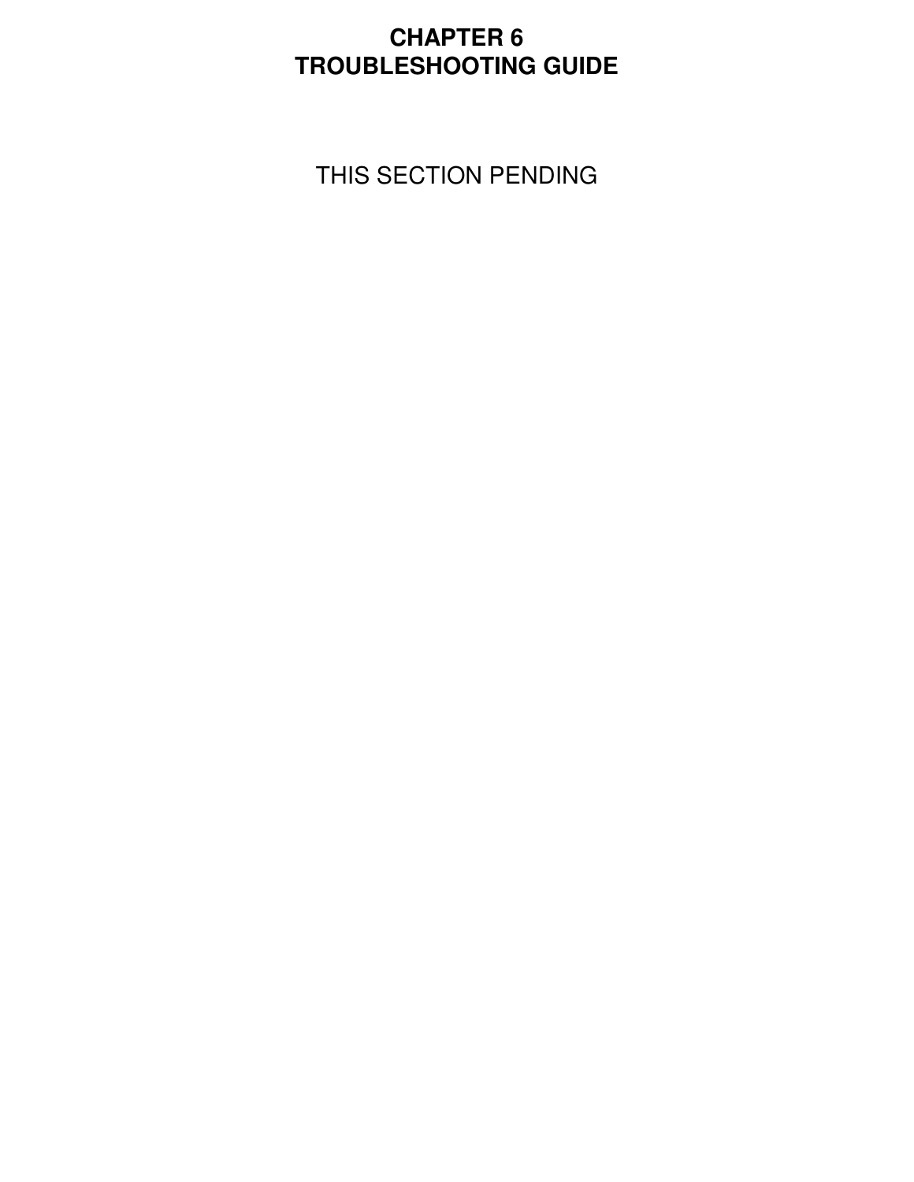# CHAPTER 6
# TROUBLESHOOTING GUIDE

THIS SECTION PENDING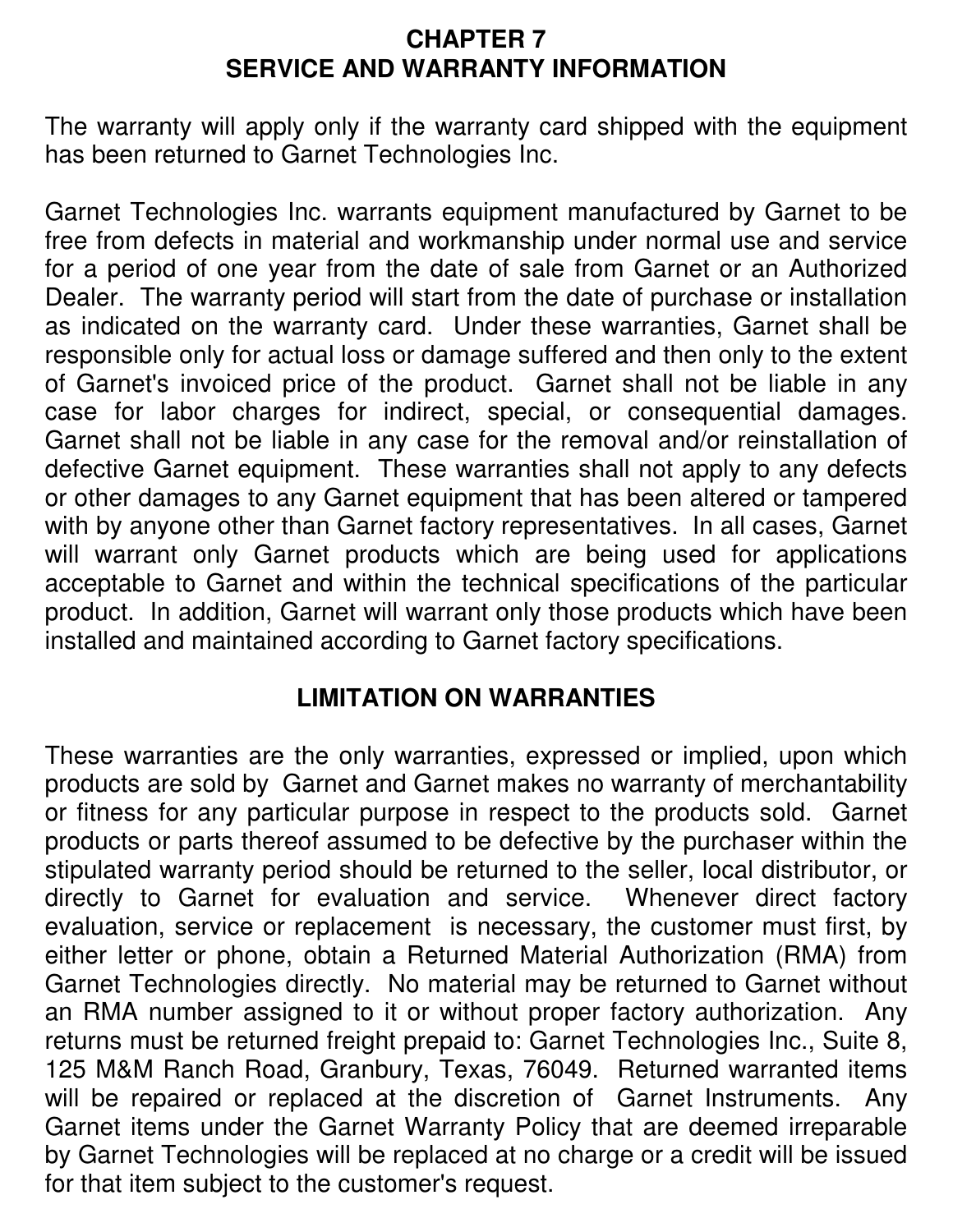# CHAPTER 7
# SERVICE AND WARRANTY INFORMATION

The warranty will apply only if the warranty card shipped with the equipment has been returned to Garnet Technologies Inc.

Garnet Technologies Inc. warrants equipment manufactured by Garnet to be free from defects in material and workmanship under normal use and service for a period of one year from the date of sale from Garnet or an Authorized Dealer. The warranty period will start from the date of purchase or installation as indicated on the warranty card. Under these warranties, Garnet shall be responsible only for actual loss or damage suffered and then only to the extent of Garnet's invoiced price of the product. Garnet shall not be liable in any case for labor charges for indirect, special, or consequential damages. Garnet shall not be liable in any case for the removal and/or reinstallation of defective Garnet equipment. These warranties shall not apply to any defects or other damages to any Garnet equipment that has been altered or tampered with by anyone other than Garnet factory representatives. In all cases, Garnet will warrant only Garnet products which are being used for applications acceptable to Garnet and within the technical specifications of the particular product. In addition, Garnet will warrant only those products which have been installed and maintained according to Garnet factory specifications.

## LIMITATION ON WARRANTIES

These warranties are the only warranties, expressed or implied, upon which products are sold by Garnet and Garnet makes no warranty of merchantability or fitness for any particular purpose in respect to the products sold. Garnet products or parts thereof assumed to be defective by the purchaser within the stipulated warranty period should be returned to the seller, local distributor, or directly to Garnet for evaluation and service. Whenever direct factory evaluation, service or replacement is necessary, the customer must first, by either letter or phone, obtain a Returned Material Authorization (RMA) from Garnet Technologies directly. No material may be returned to Garnet without an RMA number assigned to it or without proper factory authorization. Any returns must be returned freight prepaid to: Garnet Technologies Inc., Suite 8, 125 M&M Ranch Road, Granbury, Texas, 76049. Returned warranted items will be repaired or replaced at the discretion of Garnet Instruments. Any Garnet items under the Garnet Warranty Policy that are deemed irreparable by Garnet Technologies will be replaced at no charge or a credit will be issued for that item subject to the customer's request.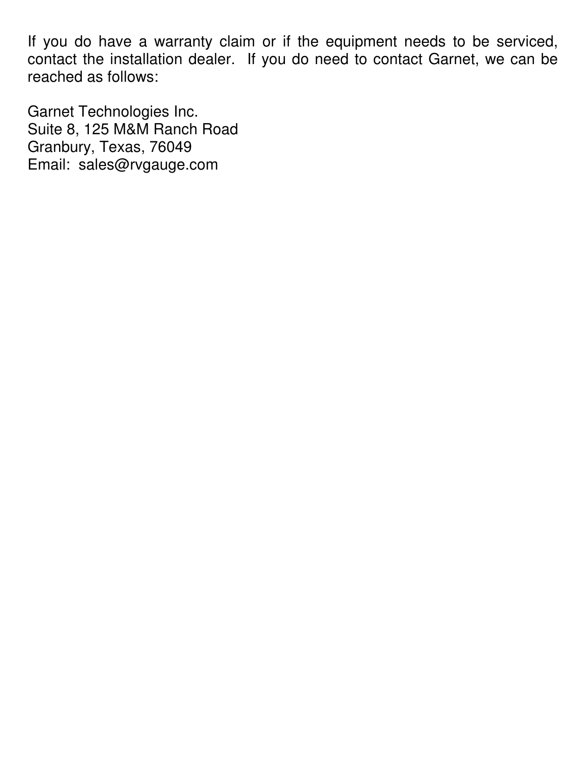If you do have a warranty claim or if the equipment needs to be serviced, contact the installation dealer.  If you do need to contact Garnet, we can be reached as follows:

Garnet Technologies Inc.
Suite 8, 125 M&M Ranch Road
Granbury, Texas, 76049
Email:  sales@rvgauge.com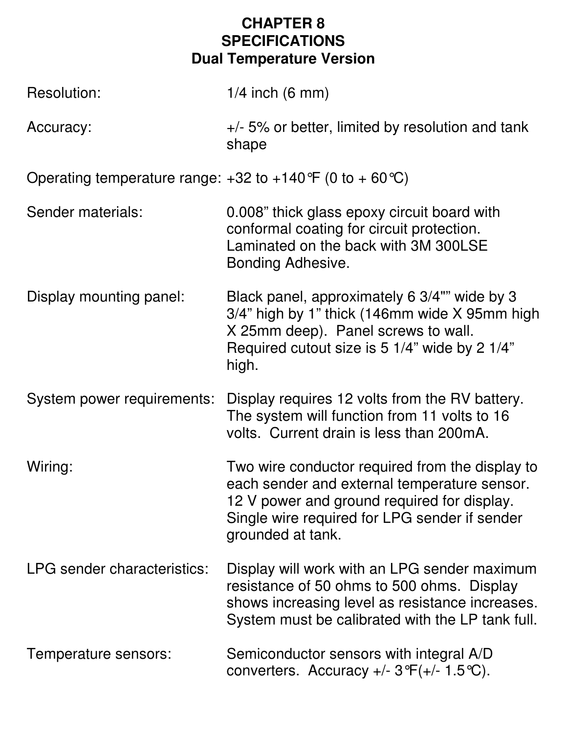# CHAPTER 8
# SPECIFICATIONS
## Dual Temperature Version

| | |
|---|---|
| Resolution: | 1/4 inch (6 mm) |
| Accuracy: | +/- 5% or better, limited by resolution and tank shape |
| Operating temperature range: | +32 to +140°F (0 to + 60°C) |
| Sender materials: | 0.008" thick glass epoxy circuit board with conformal coating for circuit protection. Laminated on the back with 3M 300LSE Bonding Adhesive. |
| Display mounting panel: | Black panel, approximately 6 3/4"" wide by 3 3/4" high by 1" thick (146mm wide X 95mm high X 25mm deep). Panel screws to wall. Required cutout size is 5 1/4" wide by 2 1/4" high. |
| System power requirements: | Display requires 12 volts from the RV battery. The system will function from 11 volts to 16 volts. Current drain is less than 200mA. |
| Wiring: | Two wire conductor required from the display to each sender and external temperature sensor. 12 V power and ground required for display. Single wire required for LPG sender if sender grounded at tank. |
| LPG sender characteristics: | Display will work with an LPG sender maximum resistance of 50 ohms to 500 ohms. Display shows increasing level as resistance increases. System must be calibrated with the LP tank full. |
| Temperature sensors: | Semiconductor sensors with integral A/D converters. Accuracy +/- 3°F(+/- 1.5°C). |